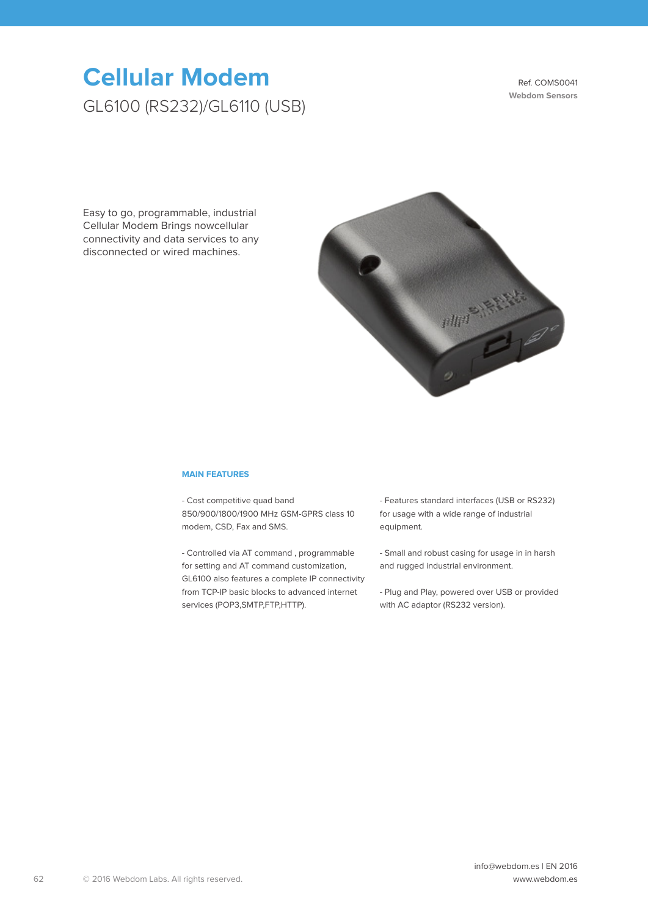# Cellular Modem

## GL6100 (RS232)/GL6110 (USB)

Ref. COMS0041
**Webdom Sensors**

Easy to go, programmable, industrial Cellular Modem Brings nowcellular connectivity and data services to any disconnected or wired machines.

### MAIN FEATURES

- Cost competitive quad band 850/900/1800/1900 MHz GSM-GPRS class 10 modem, CSD, Fax and SMS.

- Controlled via AT command , programmable for setting and AT command customization, GL6100 also features a complete IP connectivity from TCP-IP basic blocks to advanced internet services (POP3,SMTP,FTP,HTTP).

- Features standard interfaces (USB or RS232) for usage with a wide range of industrial equipment.

- Small and robust casing for usage in in harsh and rugged industrial environment.

- Plug and Play, powered over USB or provided with AC adaptor (RS232 version).

© 2016 Webdom Labs. All rights reserved.

info@webdom.es I EN 2016
www.webdom.es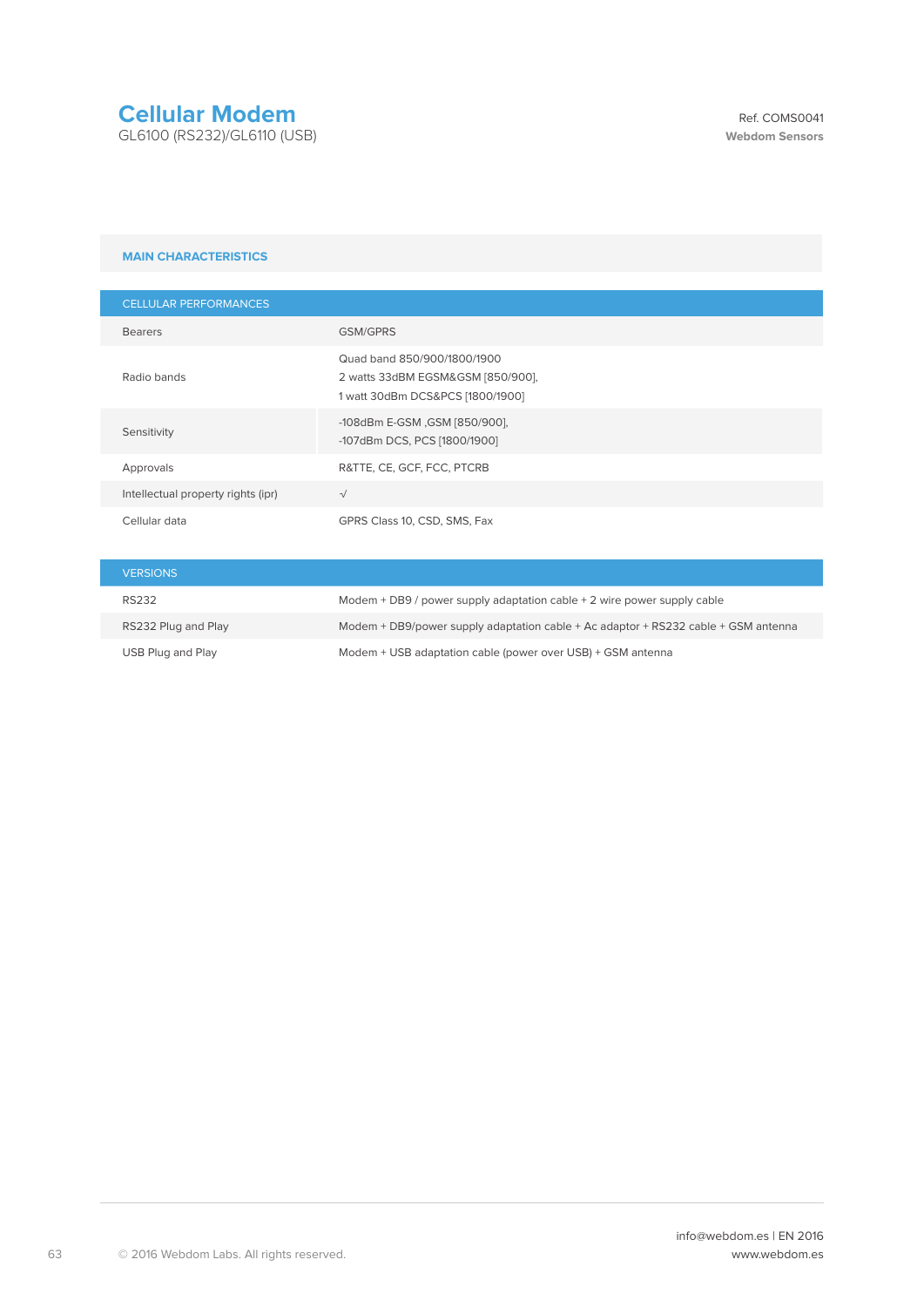# Cellular Modem

GL6100 (RS232)/GL6110 (USB)

Ref. COMS0041
**Webdom Sensors**

## MAIN CHARACTERISTICS

| CELLULAR PERFORMANCES | |
|---|---|
| Bearers | GSM/GPRS |
| Radio bands | Quad band 850/900/1800/1900<br>2 watts 33dBM EGSM&GSM [850/900],<br>1 watt 30dBm DCS&PCS [1800/1900] |
| Sensitivity | -108dBm E-GSM ,GSM [850/900],<br>-107dBm DCS, PCS [1800/1900] |
| Approvals | R&TTE, CE, GCF, FCC, PTCRB |
| Intellectual property rights (ipr) | √ |
| Cellular data | GPRS Class 10, CSD, SMS, Fax |

| VERSIONS | |
|---|---|
| RS232 | Modem + DB9 / power supply adaptation cable + 2 wire power supply cable |
| RS232 Plug and Play | Modem + DB9/power supply adaptation cable + Ac adaptor + RS232 cable + GSM antenna |
| USB Plug and Play | Modem + USB adaptation cable (power over USB) + GSM antenna |

© 2016 Webdom Labs. All rights reserved.

info@webdom.es | EN 2016
www.webdom.es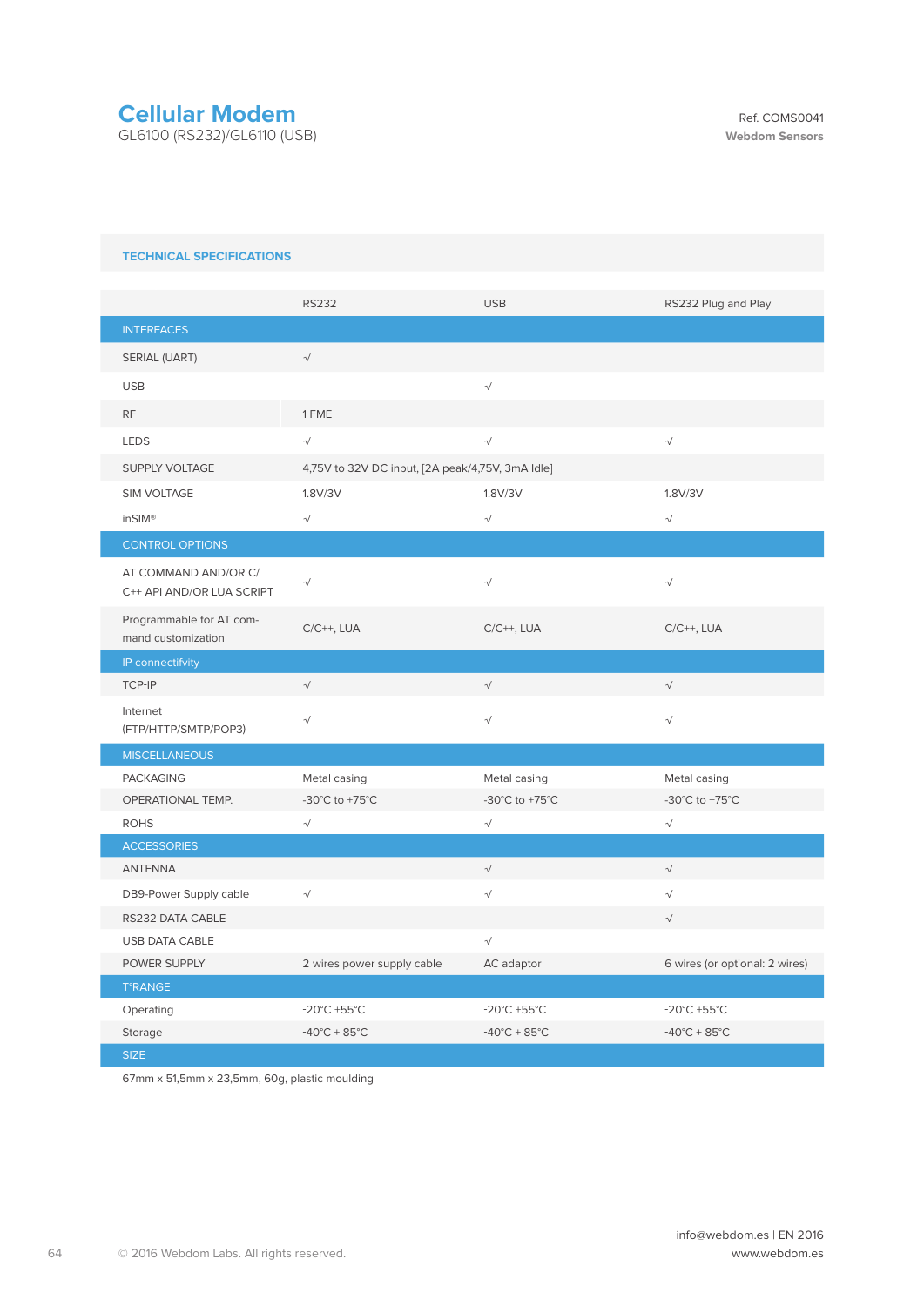# Cellular Modem

GL6100 (RS232)/GL6110 (USB)

Ref. COMS0041

**Webdom Sensors**

## TECHNICAL SPECIFICATIONS

| | RS232 | USB | RS232 Plug and Play |
|---|---|---|---|
| **INTERFACES** | | | |
| SERIAL (UART) | √ | | |
| USB | | √ | |
| RF | 1 FME | | |
| LEDS | √ | √ | √ |
| SUPPLY VOLTAGE | 4,75V to 32V DC input, [2A peak/4,75V, 3mA Idle] | | |
| SIM VOLTAGE | 1.8V/3V | 1.8V/3V | 1.8V/3V |
| inSIM® | √ | √ | √ |
| **CONTROL OPTIONS** | | | |
| AT COMMAND AND/OR C/ C++ API AND/OR LUA SCRIPT | √ | √ | √ |
| Programmable for AT command customization | C/C++, LUA | C/C++, LUA | C/C++, LUA |
| **IP connectifvity** | | | |
| TCP-IP | √ | √ | √ |
| Internet (FTP/HTTP/SMTP/POP3) | √ | √ | √ |
| **MISCELLANEOUS** | | | |
| PACKAGING | Metal casing | Metal casing | Metal casing |
| OPERATIONAL TEMP. | -30°C to +75°C | -30°C to +75°C | -30°C to +75°C |
| ROHS | √ | √ | √ |
| **ACCESSORIES** | | | |
| ANTENNA | | √ | √ |
| DB9-Power Supply cable | √ | √ | √ |
| RS232 DATA CABLE | | | √ |
| USB DATA CABLE | | √ | |
| POWER SUPPLY | 2 wires power supply cable | AC adaptor | 6 wires (or optional: 2 wires) |
| **T°RANGE** | | | |
| Operating | -20°C +55°C | -20°C +55°C | -20°C +55°C |
| Storage | -40°C + 85°C | -40°C + 85°C | -40°C + 85°C |
| **SIZE** | | | |
| 67mm x 51,5mm x 23,5mm, 60g, plastic moulding | | | |

© 2016 Webdom Labs. All rights reserved.

info@webdom.es | EN 2016

www.webdom.es